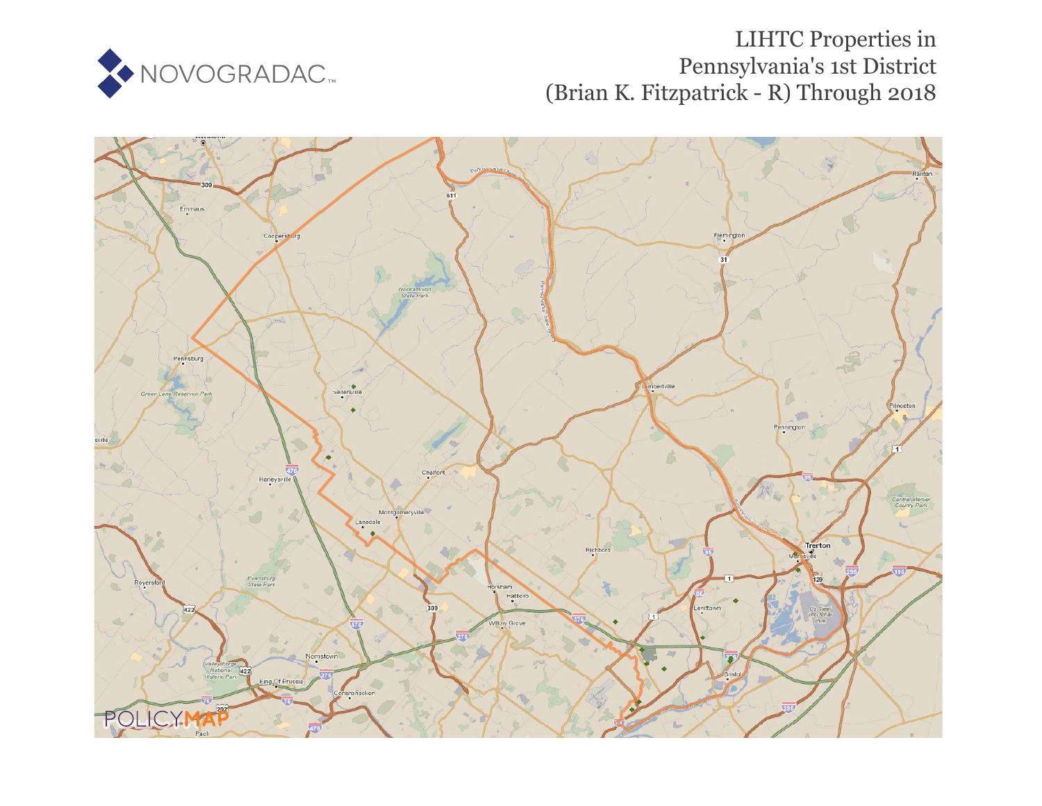NOVOGRADAC

# LIHTC Properties in Pennsylvania's 1st District (Brian K. Fitzpatrick - R) Through 2018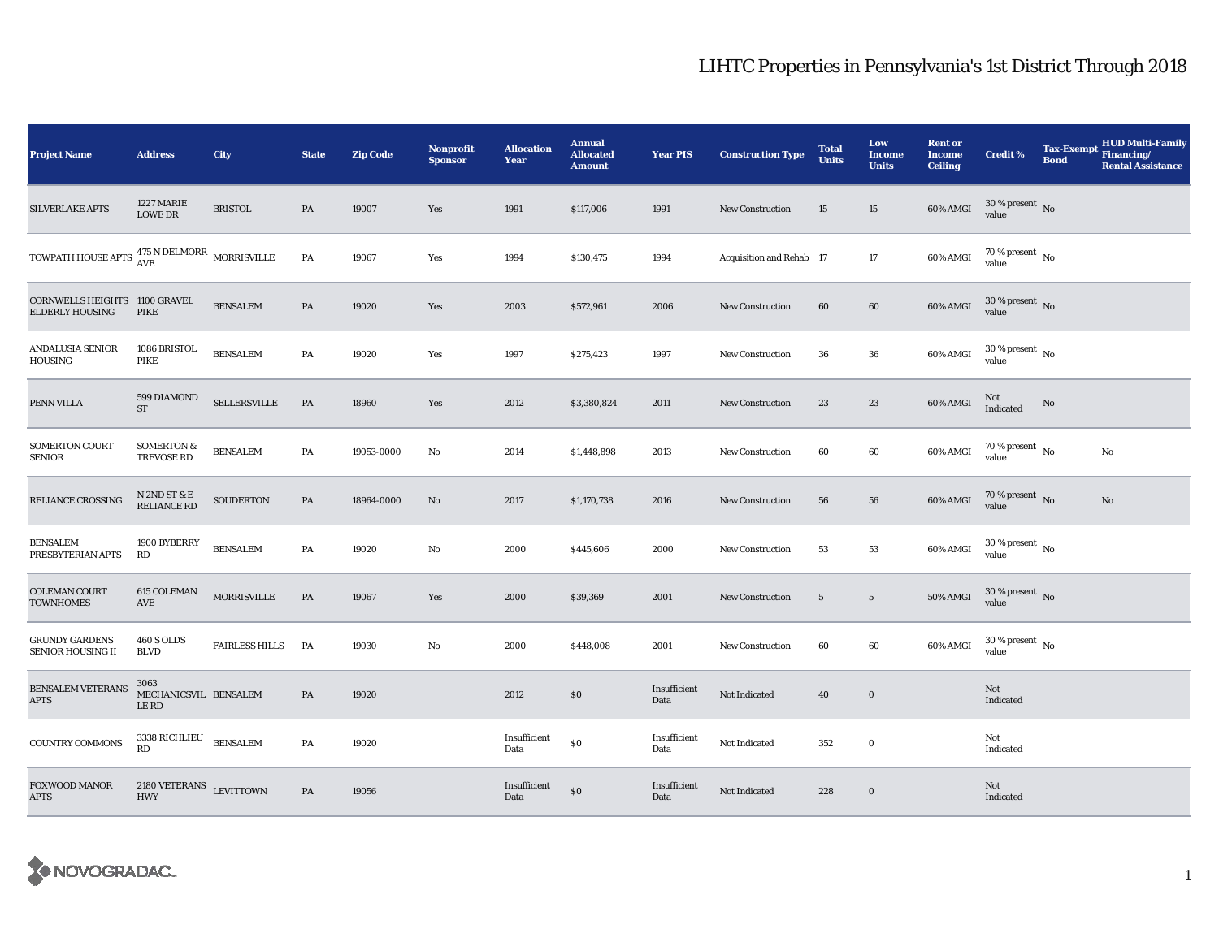# LIHTC Properties in Pennsylvania's 1st District Through 2018

| Project Name | Address | City | State | Zip Code | Nonprofit Sponsor | Allocation Year | Annual Allocated Amount | Year PIS | Construction Type | Total Units | Low Income Units | Rent or Income Ceiling | Credit % | Tax-Exempt Bond | HUD Multi-Family Financing/ Rental Assistance |
|---|---|---|---|---|---|---|---|---|---|---|---|---|---|---|---|
| SILVERLAKE APTS | 1227 MARIE LOWE DR | BRISTOL | PA | 19007 | Yes | 1991 | $117,006 | 1991 | New Construction | 15 | 15 | 60% AMGI | 30 % present value | No | |
| TOWPATH HOUSE APTS | 475 N DELMORR AVE | MORRISVILLE | PA | 19067 | Yes | 1994 | $130,475 | 1994 | Acquisition and Rehab | 17 | 17 | 60% AMGI | 70 % present value | No | |
| CORNWELLS HEIGHTS ELDERLY HOUSING | 1100 GRAVEL PIKE | BENSALEM | PA | 19020 | Yes | 2003 | $572,961 | 2006 | New Construction | 60 | 60 | 60% AMGI | 30 % present value | No | |
| ANDALUSIA SENIOR HOUSING | 1086 BRISTOL PIKE | BENSALEM | PA | 19020 | Yes | 1997 | $275,423 | 1997 | New Construction | 36 | 36 | 60% AMGI | 30 % present value | No | |
| PENN VILLA | 599 DIAMOND ST | SELLERSVILLE | PA | 18960 | Yes | 2012 | $3,380,824 | 2011 | New Construction | 23 | 23 | 60% AMGI | Not Indicated | No | |
| SOMERTON COURT SENIOR | SOMERTON & TREVOSE RD | BENSALEM | PA | 19053-0000 | No | 2014 | $1,448,898 | 2013 | New Construction | 60 | 60 | 60% AMGI | 70 % present value | No | No |
| RELIANCE CROSSING | N 2ND ST & E RELIANCE RD | SOUDERTON | PA | 18964-0000 | No | 2017 | $1,170,738 | 2016 | New Construction | 56 | 56 | 60% AMGI | 70 % present value | No | No |
| BENSALEM PRESBYTERIAN APTS | 1900 BYBERRY RD | BENSALEM | PA | 19020 | No | 2000 | $445,606 | 2000 | New Construction | 53 | 53 | 60% AMGI | 30 % present value | No | |
| COLEMAN COURT TOWNHOMES | 615 COLEMAN AVE | MORRISVILLE | PA | 19067 | Yes | 2000 | $39,369 | 2001 | New Construction | 5 | 5 | 50% AMGI | 30 % present value | No | |
| GRUNDY GARDENS SENIOR HOUSING II | 460 S OLDS BLVD | FAIRLESS HILLS | PA | 19030 | No | 2000 | $448,008 | 2001 | New Construction | 60 | 60 | 60% AMGI | 30 % present value | No | |
| BENSALEM VETERANS APTS | 3063 MECHANICSVILLE RD | BENSALEM | PA | 19020 | | 2012 | $0 | Insufficient Data | Not Indicated | 40 | 0 | | Not Indicated | | |
| COUNTRY COMMONS | 3338 RICHLIEU RD | BENSALEM | PA | 19020 | | Insufficient Data | $0 | Insufficient Data | Not Indicated | 352 | 0 | | Not Indicated | | |
| FOXWOOD MANOR APTS | 2180 VETERANS HWY | LEVITTOWN | PA | 19056 | | Insufficient Data | $0 | Insufficient Data | Not Indicated | 228 | 0 | | Not Indicated | | |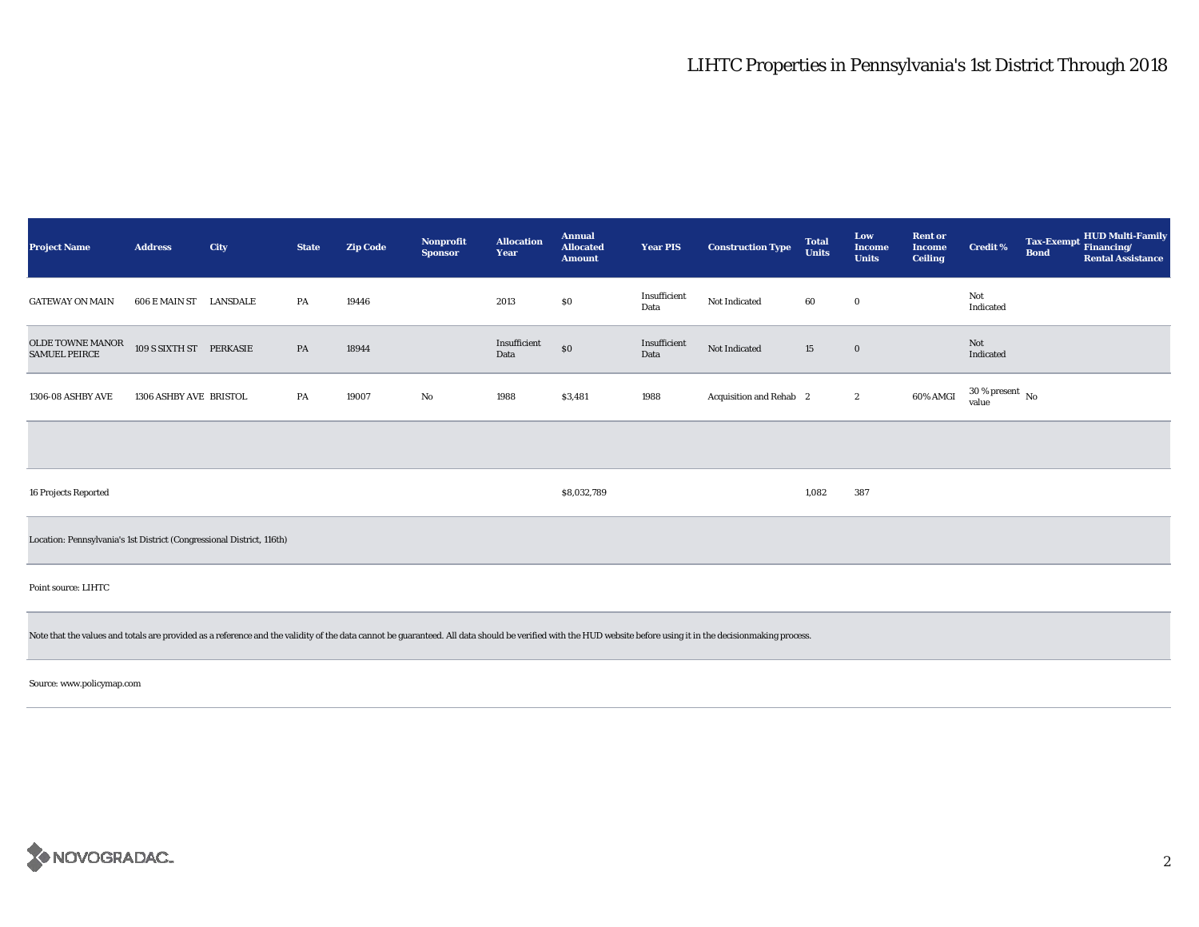| Project Name | Address | City | State | Zip Code | Nonprofit Sponsor | Allocation Year | Annual Allocated Amount | Year PIS | Construction Type | Total Units | Low Income Units | Rent or Income Ceiling | Credit % | Tax-Exempt Bond | HUD Multi-Family Financing/ Rental Assistance |
|---|---|---|---|---|---|---|---|---|---|---|---|---|---|---|---|
| GATEWAY ON MAIN | 606 E MAIN ST | LANSDALE | PA | 19446 | | 2013 | $0 | Insufficient Data | Not Indicated | 60 | 0 | | Not Indicated | | |
| OLDE TOWNE MANOR SAMUEL PEIRCE | 109 S SIXTH ST | PERKASIE | PA | 18944 | | Insufficient Data | $0 | Insufficient Data | Not Indicated | 15 | 0 | | Not Indicated | | |
| 1306-08 ASHBY AVE | 1306 ASHBY AVE | BRISTOL | PA | 19007 | No | 1988 | $3,481 | 1988 | Acquisition and Rehab | 2 | 2 | 60% AMGI | 30 % present value | No | |
| | | | | | | | | | | | | | | | |
| 16 Projects Reported | | | | | | | $8,032,789 | | | 1,082 | 387 | | | | |

Location: Pennsylvania's 1st District (Congressional District, 116th)

Point source: LIHTC

Note that the values and totals are provided as a reference and the validity of the data cannot be guaranteed. All data should be verified with the HUD website before using it in the decisionmaking process.

Source: www.policymap.com